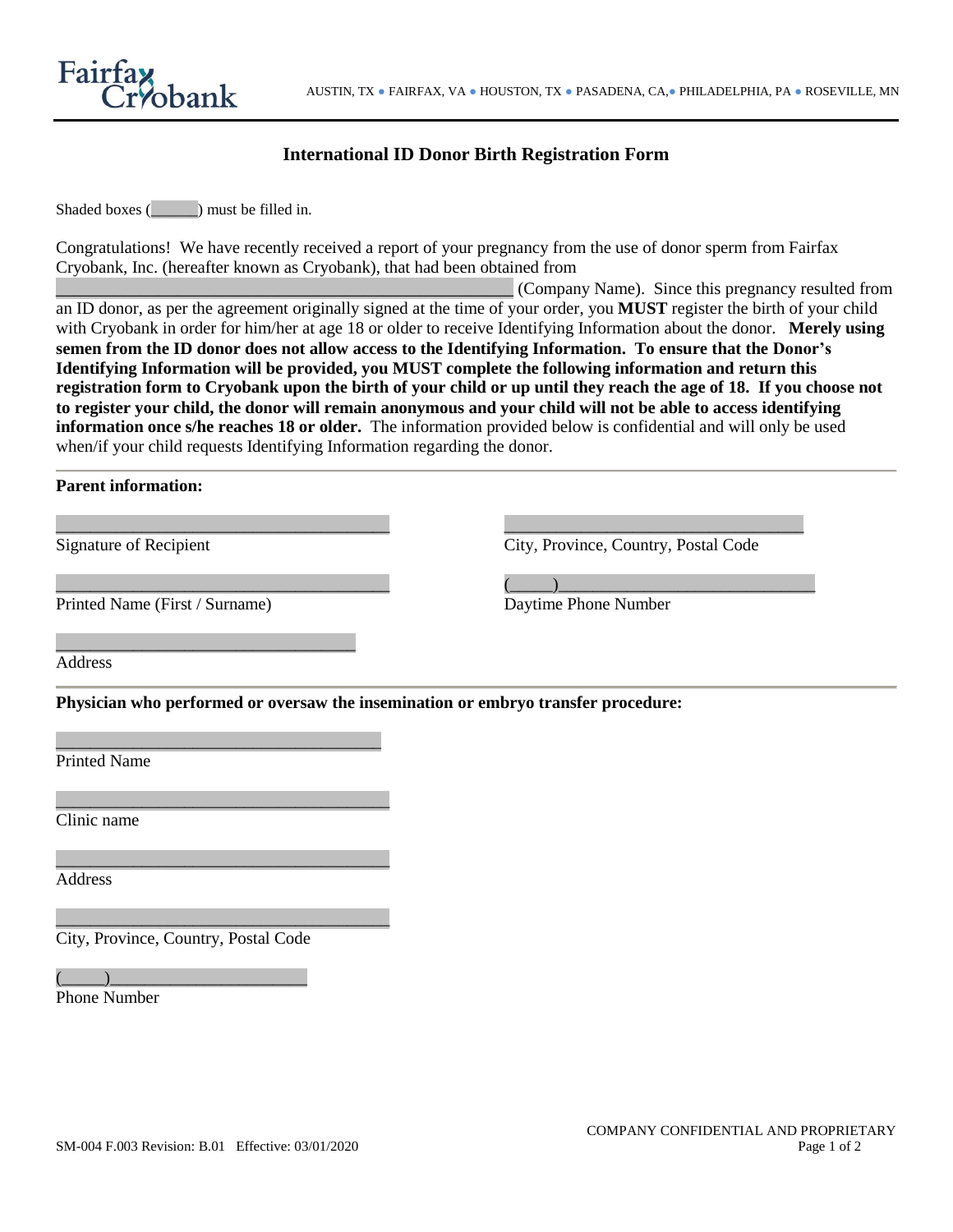Fairfax Cryobank

AUSTIN, TX ● FAIRFAX, VA ● HOUSTON, TX ● PASADENA, CA,● PHILADELPHIA, PA ● ROSEVILLE, MN

# International ID Donor Birth Registration Form

Shaded boxes (______) must be filled in.

Congratulations! We have recently received a report of your pregnancy from the use of donor sperm from Fairfax Cryobank, Inc. (hereafter known as Cryobank), that had been obtained from _____________________________________________________ (Company Name). Since this pregnancy resulted from an ID donor, as per the agreement originally signed at the time of your order, you **MUST** register the birth of your child with Cryobank in order for him/her at age 18 or older to receive Identifying Information about the donor. **Merely using semen from the ID donor does not allow access to the Identifying Information. To ensure that the Donor's Identifying Information will be provided, you MUST complete the following information and return this registration form to Cryobank upon the birth of your child or up until they reach the age of 18. If you choose not to register your child, the donor will remain anonymous and your child will not be able to access identifying information once s/he reaches 18 or older.** The information provided below is confidential and will only be used when/if your child requests Identifying Information regarding the donor.

**Parent information:**

___________________________________
Signature of Recipient

___________________________________
Printed Name (First / Surname)

_______________________________
Address

_________________________________
City, Province, Country, Postal Code

(_____)___________________________
Daytime Phone Number

**Physician who performed or oversaw the insemination or embryo transfer procedure:**

___________________________________
Printed Name

___________________________________
Clinic name

___________________________________
Address

___________________________________
City, Province, Country, Postal Code

(_____)_____________________
Phone Number

SM-004 F.003 Revision: B.01 Effective: 03/01/2020

COMPANY CONFIDENTIAL AND PROPRIETARY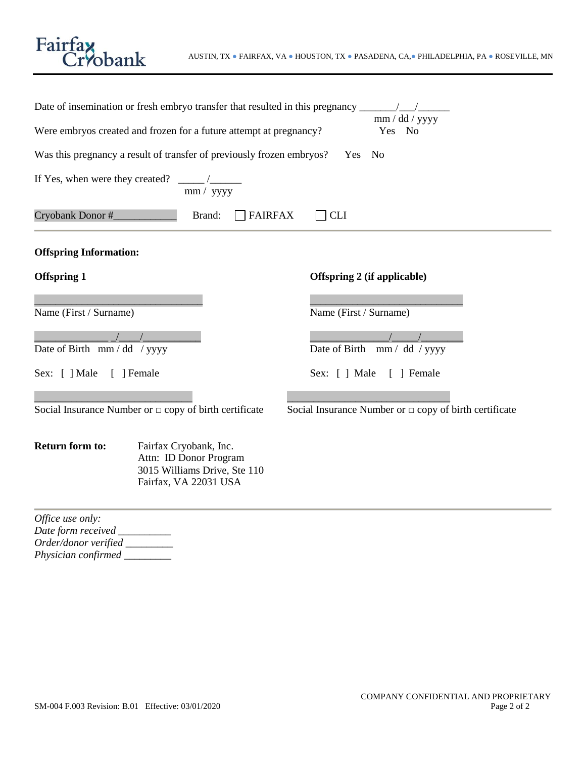Date of insemination or fresh embryo transfer that resulted in this pregnancy _______/___/______
mm / dd / yyyy

Were embryos created and frozen for a future attempt at pregnancy? Yes No

Was this pregnancy a result of transfer of previously frozen embryos? Yes No

If Yes, when were they created? _____ /______
mm / yyyy

Cryobank Donor #___________ Brand: ☐ FAIRFAX ☐ CLI

**Offspring Information:**

**Offspring 1**

______________________________
Name (First / Surname)

_____________ _/____/__________
Date of Birth mm / dd / yyyy

Sex: [ ] Male [ ] Female

____________________________
Social Insurance Number or □ copy of birth certificate

**Offspring 2 (if applicable)**

___________________________
Name (First / Surname)

______________/_____/________
Date of Birth mm / dd / yyyy

Sex: [ ] Male [ ] Female

_____________________________
Social Insurance Number or □ copy of birth certificate

**Return form to:** Fairfax Cryobank, Inc.
Attn: ID Donor Program
3015 Williams Drive, Ste 110
Fairfax, VA 22031 USA

*Office use only:*
*Date form received* __________
*Order/donor verified* _________
*Physician confirmed* _________

SM-004 F.003 Revision: B.01 Effective: 03/01/2020

COMPANY CONFIDENTIAL AND PROPRIETARY